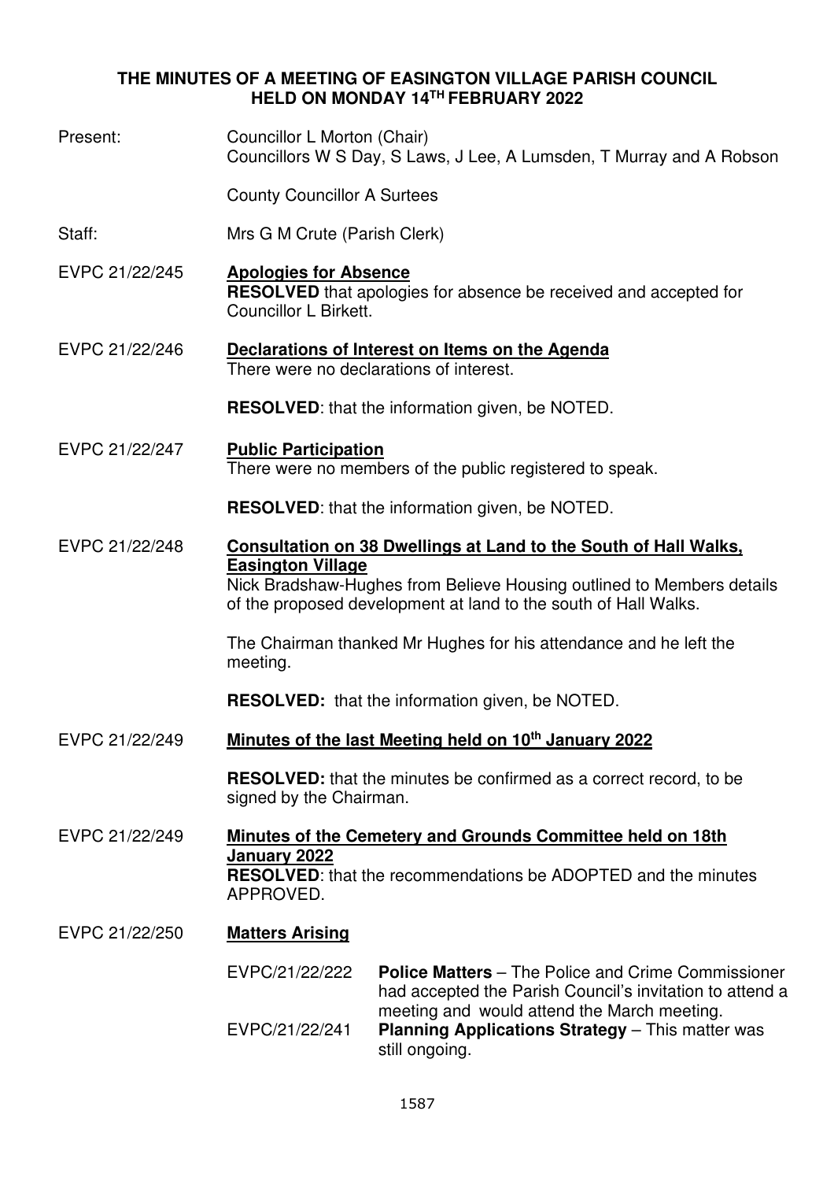# THE MINUTES OF A MEETING OF EASINGTON VILLAGE PARISH COUNCIL HELD ON MONDAY 14TH FEBRUARY 2022

Present: Councillor L Morton (Chair)
Councillors W S Day, S Laws, J Lee, A Lumsden, T Murray and A Robson

County Councillor A Surtees

Staff: Mrs G M Crute (Parish Clerk)

EVPC 21/22/245 **Apologies for Absence**

**RESOLVED** that apologies for absence be received and accepted for Councillor L Birkett.

EVPC 21/22/246 **Declarations of Interest on Items on the Agenda**

There were no declarations of interest.

**RESOLVED**: that the information given, be NOTED.

EVPC 21/22/247 **Public Participation**

There were no members of the public registered to speak.

**RESOLVED**: that the information given, be NOTED.

EVPC 21/22/248 **Consultation on 38 Dwellings at Land to the South of Hall Walks, Easington Village**

Nick Bradshaw-Hughes from Believe Housing outlined to Members details of the proposed development at land to the south of Hall Walks.

The Chairman thanked Mr Hughes for his attendance and he left the meeting.

**RESOLVED:** that the information given, be NOTED.

EVPC 21/22/249 **Minutes of the last Meeting held on 10th January 2022**

**RESOLVED:** that the minutes be confirmed as a correct record, to be signed by the Chairman.

EVPC 21/22/249 **Minutes of the Cemetery and Grounds Committee held on 18th January 2022**

**RESOLVED**: that the recommendations be ADOPTED and the minutes APPROVED.

EVPC 21/22/250 **Matters Arising**

EVPC/21/22/222 **Police Matters** – The Police and Crime Commissioner had accepted the Parish Council's invitation to attend a meeting and would attend the March meeting.

EVPC/21/22/241 **Planning Applications Strategy** – This matter was still ongoing.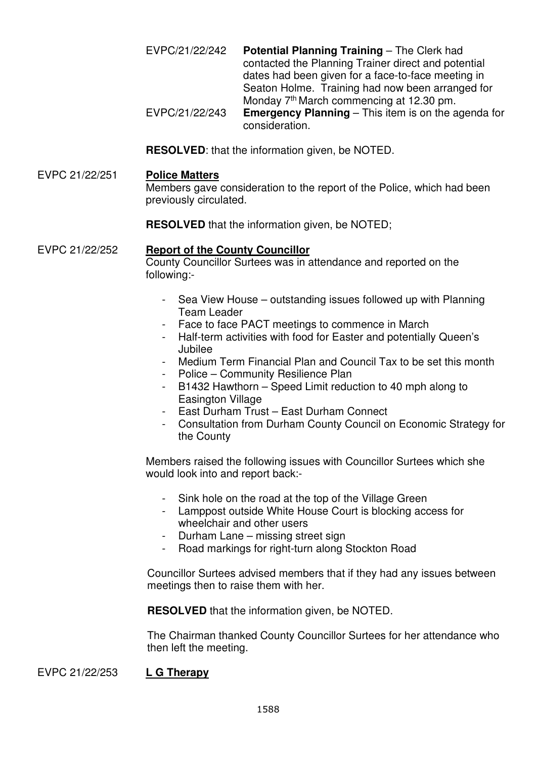EVPC/21/22/242 **Potential Planning Training** – The Clerk had contacted the Planning Trainer direct and potential dates had been given for a face-to-face meeting in Seaton Holme. Training had now been arranged for Monday 7th March commencing at 12.30 pm.

EVPC/21/22/243 **Emergency Planning** – This item is on the agenda for consideration.

**RESOLVED**: that the information given, be NOTED.

EVPC 21/22/251 **Police Matters**

Members gave consideration to the report of the Police, which had been previously circulated.

**RESOLVED** that the information given, be NOTED;

EVPC 21/22/252 **Report of the County Councillor**

County Councillor Surtees was in attendance and reported on the following:-

- Sea View House – outstanding issues followed up with Planning Team Leader
- Face to face PACT meetings to commence in March
- Half-term activities with food for Easter and potentially Queen's Jubilee
- Medium Term Financial Plan and Council Tax to be set this month
- Police – Community Resilience Plan
- B1432 Hawthorn – Speed Limit reduction to 40 mph along to Easington Village
- East Durham Trust – East Durham Connect
- Consultation from Durham County Council on Economic Strategy for the County

Members raised the following issues with Councillor Surtees which she would look into and report back:-

- Sink hole on the road at the top of the Village Green
- Lamppost outside White House Court is blocking access for wheelchair and other users
- Durham Lane – missing street sign
- Road markings for right-turn along Stockton Road

Councillor Surtees advised members that if they had any issues between meetings then to raise them with her.

**RESOLVED** that the information given, be NOTED.

The Chairman thanked County Councillor Surtees for her attendance who then left the meeting.

EVPC 21/22/253 **L G Therapy**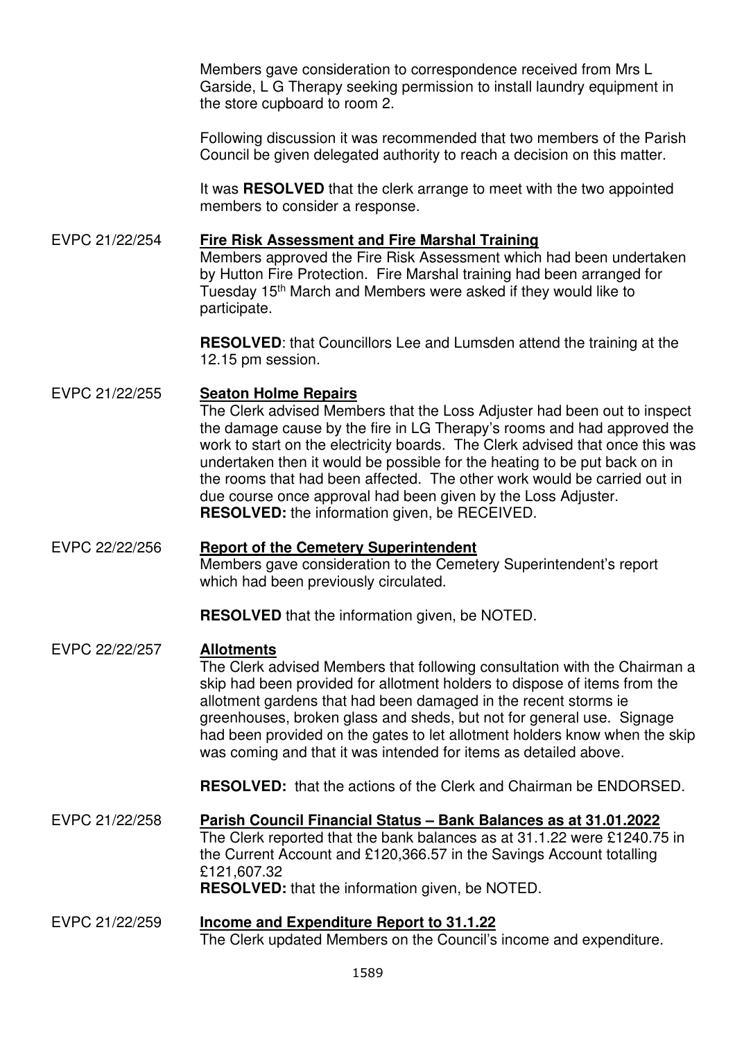Members gave consideration to correspondence received from Mrs L Garside, L G Therapy seeking permission to install laundry equipment in the store cupboard to room 2.

Following discussion it was recommended that two members of the Parish Council be given delegated authority to reach a decision on this matter.

It was **RESOLVED** that the clerk arrange to meet with the two appointed members to consider a response.

EVPC 21/22/254 **Fire Risk Assessment and Fire Marshal Training**

Members approved the Fire Risk Assessment which had been undertaken by Hutton Fire Protection. Fire Marshal training had been arranged for Tuesday 15th March and Members were asked if they would like to participate.

**RESOLVED**: that Councillors Lee and Lumsden attend the training at the 12.15 pm session.

EVPC 21/22/255 **Seaton Holme Repairs**

The Clerk advised Members that the Loss Adjuster had been out to inspect the damage cause by the fire in LG Therapy's rooms and had approved the work to start on the electricity boards. The Clerk advised that once this was undertaken then it would be possible for the heating to be put back on in the rooms that had been affected. The other work would be carried out in due course once approval had been given by the Loss Adjuster.
**RESOLVED:** the information given, be RECEIVED.

EVPC 22/22/256 **Report of the Cemetery Superintendent**

Members gave consideration to the Cemetery Superintendent's report which had been previously circulated.

**RESOLVED** that the information given, be NOTED.

EVPC 22/22/257 **Allotments**

The Clerk advised Members that following consultation with the Chairman a skip had been provided for allotment holders to dispose of items from the allotment gardens that had been damaged in the recent storms ie greenhouses, broken glass and sheds, but not for general use. Signage had been provided on the gates to let allotment holders know when the skip was coming and that it was intended for items as detailed above.

**RESOLVED:** that the actions of the Clerk and Chairman be ENDORSED.

EVPC 21/22/258 **Parish Council Financial Status – Bank Balances as at 31.01.2022**

The Clerk reported that the bank balances as at 31.1.22 were £1240.75 in the Current Account and £120,366.57 in the Savings Account totalling £121,607.32
**RESOLVED:** that the information given, be NOTED.

EVPC 21/22/259 **Income and Expenditure Report to 31.1.22**

The Clerk updated Members on the Council's income and expenditure.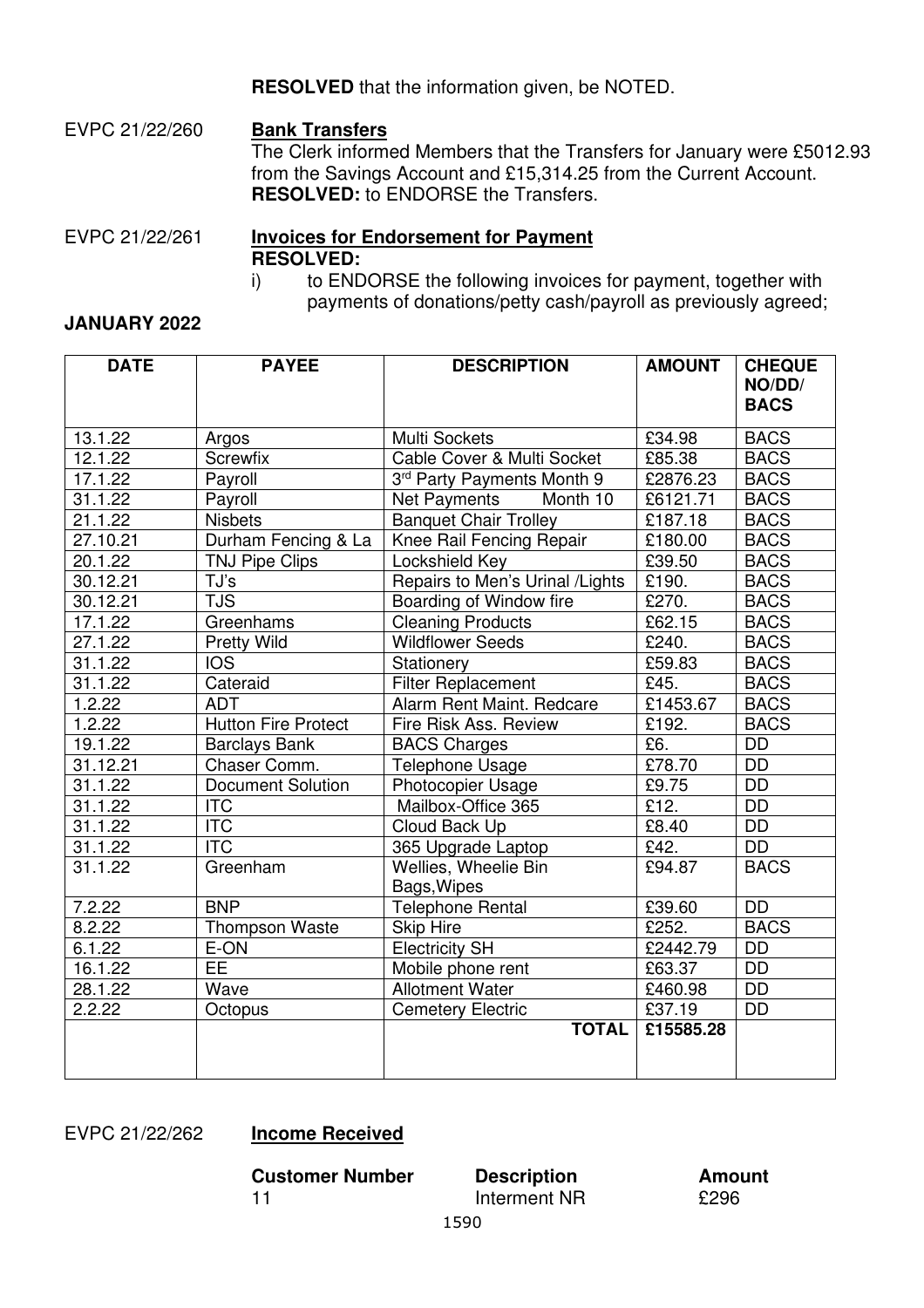**RESOLVED** that the information given, be NOTED.

EVPC 21/22/260 **Bank Transfers**

The Clerk informed Members that the Transfers for January were £5012.93 from the Savings Account and £15,314.25 from the Current Account.
**RESOLVED:** to ENDORSE the Transfers.

EVPC 21/22/261 **Invoices for Endorsement for Payment**

**RESOLVED:**

i) to ENDORSE the following invoices for payment, together with payments of donations/petty cash/payroll as previously agreed;

**JANUARY 2022**

| DATE | PAYEE | DESCRIPTION | AMOUNT | CHEQUE NO/DD/ BACS |
|---|---|---|---|---|
| 13.1.22 | Argos | Multi Sockets | £34.98 | BACS |
| 12.1.22 | Screwfix | Cable Cover & Multi Socket | £85.38 | BACS |
| 17.1.22 | Payroll | 3rd Party Payments Month 9 | £2876.23 | BACS |
| 31.1.22 | Payroll | Net Payments Month 10 | £6121.71 | BACS |
| 21.1.22 | Nisbets | Banquet Chair Trolley | £187.18 | BACS |
| 27.10.21 | Durham Fencing & La | Knee Rail Fencing Repair | £180.00 | BACS |
| 20.1.22 | TNJ Pipe Clips | Lockshield Key | £39.50 | BACS |
| 30.12.21 | TJ's | Repairs to Men's Urinal /Lights | £190. | BACS |
| 30.12.21 | TJS | Boarding of Window fire | £270. | BACS |
| 17.1.22 | Greenhams | Cleaning Products | £62.15 | BACS |
| 27.1.22 | Pretty Wild | Wildflower Seeds | £240. | BACS |
| 31.1.22 | IOS | Stationery | £59.83 | BACS |
| 31.1.22 | Cateraid | Filter Replacement | £45. | BACS |
| 1.2.22 | ADT | Alarm Rent Maint. Redcare | £1453.67 | BACS |
| 1.2.22 | Hutton Fire Protect | Fire Risk Ass. Review | £192. | BACS |
| 19.1.22 | Barclays Bank | BACS Charges | £6. | DD |
| 31.12.21 | Chaser Comm. | Telephone Usage | £78.70 | DD |
| 31.1.22 | Document Solution | Photocopier Usage | £9.75 | DD |
| 31.1.22 | ITC | Mailbox-Office 365 | £12. | DD |
| 31.1.22 | ITC | Cloud Back Up | £8.40 | DD |
| 31.1.22 | ITC | 365 Upgrade Laptop | £42. | DD |
| 31.1.22 | Greenham | Wellies, Wheelie Bin Bags,Wipes | £94.87 | BACS |
| 7.2.22 | BNP | Telephone Rental | £39.60 | DD |
| 8.2.22 | Thompson Waste | Skip Hire | £252. | BACS |
| 6.1.22 | E-ON | Electricity SH | £2442.79 | DD |
| 16.1.22 | EE | Mobile phone rent | £63.37 | DD |
| 28.1.22 | Wave | Allotment Water | £460.98 | DD |
| 2.2.22 | Octopus | Cemetery Electric | £37.19 | DD |
| | | **TOTAL** | **£15585.28** | |

EVPC 21/22/262 **Income Received**

| **Customer Number** | **Description** | **Amount** |
|---|---|---|
| 11 | Interment NR | £296 |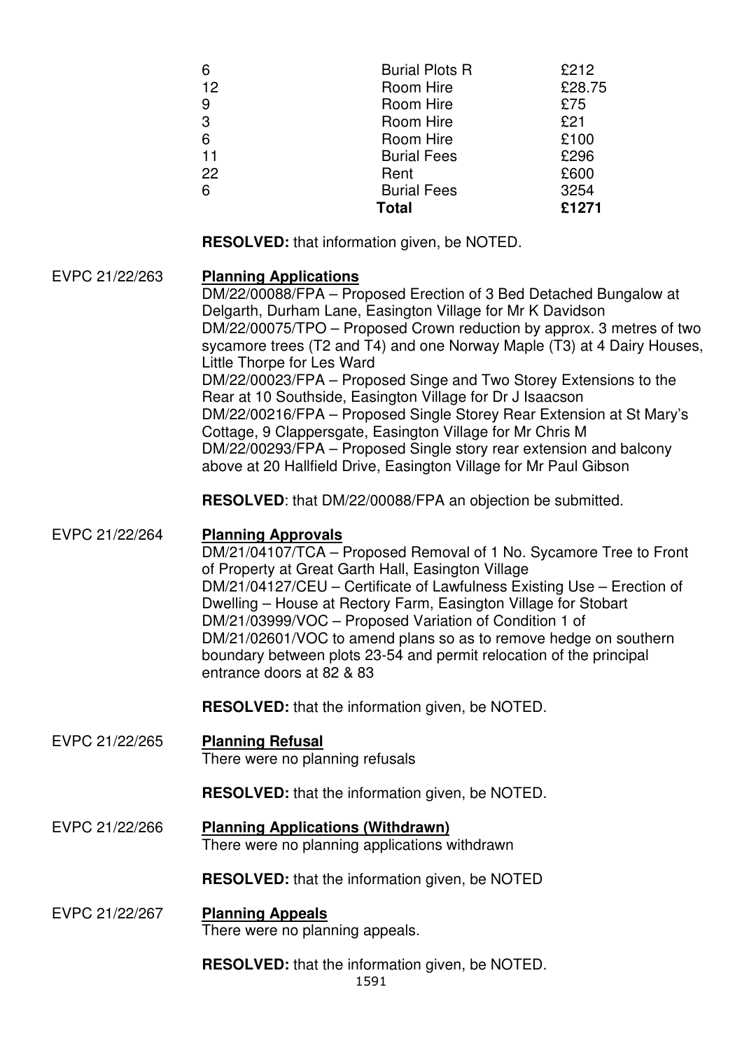| | | |
|---|---|---|
| 6 | Burial Plots R | £212 |
| 12 | Room Hire | £28.75 |
| 9 | Room Hire | £75 |
| 3 | Room Hire | £21 |
| 6 | Room Hire | £100 |
| 11 | Burial Fees | £296 |
| 22 | Rent | £600 |
| 6 | Burial Fees | 3254 |
| | **Total** | **£1271** |

**RESOLVED:** that information given, be NOTED.

EVPC 21/22/263 **Planning Applications**

DM/22/00088/FPA – Proposed Erection of 3 Bed Detached Bungalow at Delgarth, Durham Lane, Easington Village for Mr K Davidson
DM/22/00075/TPO – Proposed Crown reduction by approx. 3 metres of two sycamore trees (T2 and T4) and one Norway Maple (T3) at 4 Dairy Houses, Little Thorpe for Les Ward
DM/22/00023/FPA – Proposed Singe and Two Storey Extensions to the Rear at 10 Southside, Easington Village for Dr J Isaacson
DM/22/00216/FPA – Proposed Single Storey Rear Extension at St Mary's Cottage, 9 Clappersgate, Easington Village for Mr Chris M
DM/22/00293/FPA – Proposed Single story rear extension and balcony above at 20 Hallfield Drive, Easington Village for Mr Paul Gibson

**RESOLVED**: that DM/22/00088/FPA an objection be submitted.

EVPC 21/22/264 **Planning Approvals**

DM/21/04107/TCA – Proposed Removal of 1 No. Sycamore Tree to Front of Property at Great Garth Hall, Easington Village
DM/21/04127/CEU – Certificate of Lawfulness Existing Use – Erection of Dwelling – House at Rectory Farm, Easington Village for Stobart
DM/21/03999/VOC – Proposed Variation of Condition 1 of DM/21/02601/VOC to amend plans so as to remove hedge on southern boundary between plots 23-54 and permit relocation of the principal entrance doors at 82 & 83

**RESOLVED:** that the information given, be NOTED.

EVPC 21/22/265 **Planning Refusal**

There were no planning refusals

**RESOLVED:** that the information given, be NOTED.

EVPC 21/22/266 **Planning Applications (Withdrawn)**

There were no planning applications withdrawn

**RESOLVED:** that the information given, be NOTED

EVPC 21/22/267 **Planning Appeals**

There were no planning appeals.

**RESOLVED:** that the information given, be NOTED.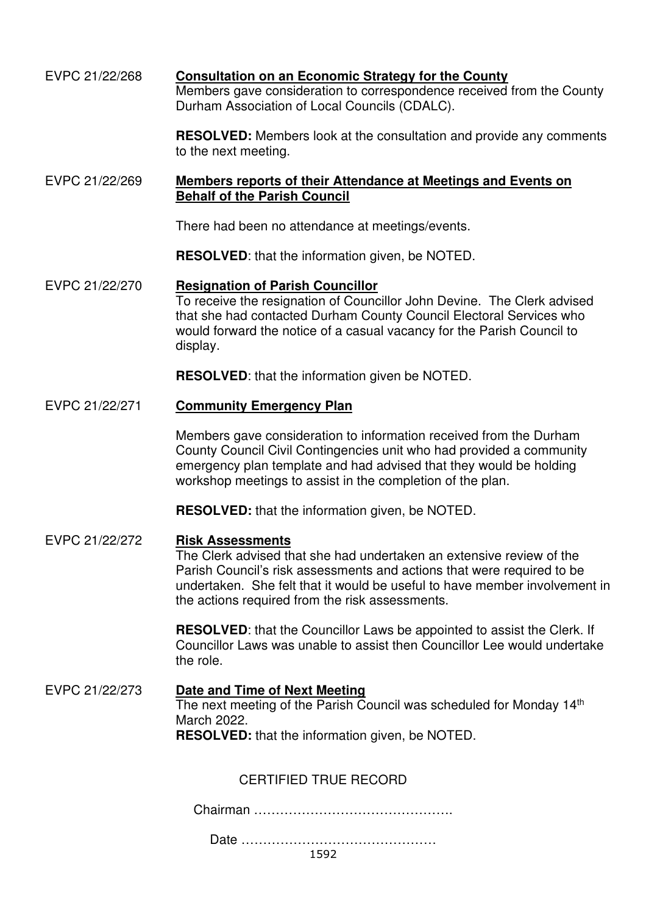EVPC 21/22/268 **Consultation on an Economic Strategy for the County**

Members gave consideration to correspondence received from the County Durham Association of Local Councils (CDALC).

**RESOLVED:** Members look at the consultation and provide any comments to the next meeting.

EVPC 21/22/269 **Members reports of their Attendance at Meetings and Events on Behalf of the Parish Council**

There had been no attendance at meetings/events.

**RESOLVED**: that the information given, be NOTED.

EVPC 21/22/270 **Resignation of Parish Councillor**

To receive the resignation of Councillor John Devine. The Clerk advised that she had contacted Durham County Council Electoral Services who would forward the notice of a casual vacancy for the Parish Council to display.

**RESOLVED**: that the information given be NOTED.

EVPC 21/22/271 **Community Emergency Plan**

Members gave consideration to information received from the Durham County Council Civil Contingencies unit who had provided a community emergency plan template and had advised that they would be holding workshop meetings to assist in the completion of the plan.

**RESOLVED:** that the information given, be NOTED.

EVPC 21/22/272 **Risk Assessments**

The Clerk advised that she had undertaken an extensive review of the Parish Council's risk assessments and actions that were required to be undertaken. She felt that it would be useful to have member involvement in the actions required from the risk assessments.

**RESOLVED**: that the Councillor Laws be appointed to assist the Clerk. If Councillor Laws was unable to assist then Councillor Lee would undertake the role.

EVPC 21/22/273 **Date and Time of Next Meeting**

The next meeting of the Parish Council was scheduled for Monday 14th March 2022.

**RESOLVED:** that the information given, be NOTED.

CERTIFIED TRUE RECORD

Chairman ……………………………………….

Date ………………………………………